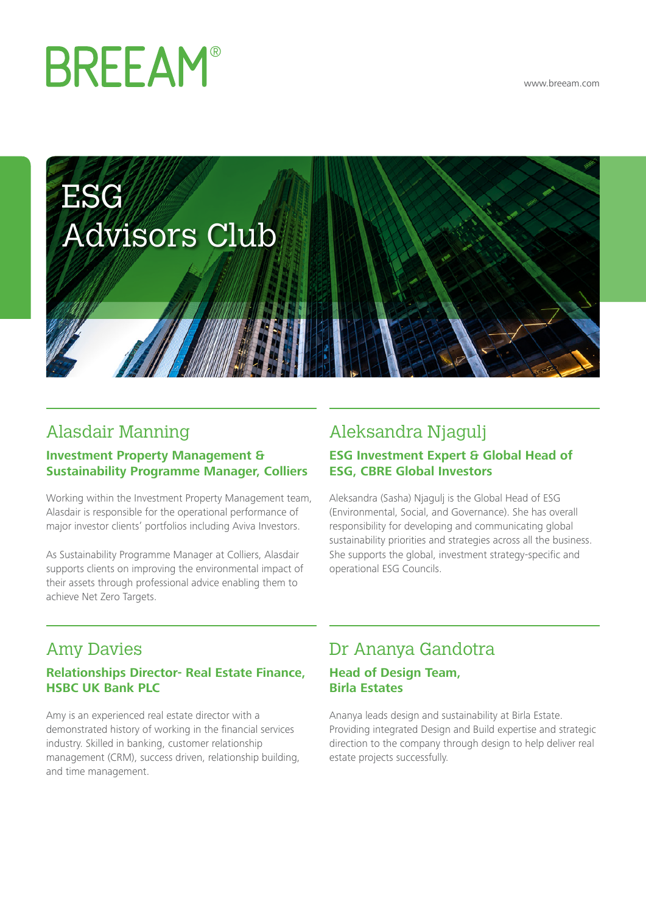BREEAM®

www.breeam.com

# ESG Advisors Club

## Alasdair Manning

**Investment Property Management & Sustainability Programme Manager, Colliers**

Working within the Investment Property Management team, Alasdair is responsible for the operational performance of major investor clients' portfolios including Aviva Investors.

As Sustainability Programme Manager at Colliers, Alasdair supports clients on improving the environmental impact of their assets through professional advice enabling them to achieve Net Zero Targets.

## Aleksandra Njagulj

**ESG Investment Expert & Global Head of ESG, CBRE Global Investors**

Aleksandra (Sasha) Njagulj is the Global Head of ESG (Environmental, Social, and Governance). She has overall responsibility for developing and communicating global sustainability priorities and strategies across all the business. She supports the global, investment strategy-specific and operational ESG Councils.

## Amy Davies

**Relationships Director- Real Estate Finance, HSBC UK Bank PLC**

Amy is an experienced real estate director with a demonstrated history of working in the financial services industry. Skilled in banking, customer relationship management (CRM), success driven, relationship building, and time management.

## Dr Ananya Gandotra

**Head of Design Team, Birla Estates**

Ananya leads design and sustainability at Birla Estate. Providing integrated Design and Build expertise and strategic direction to the company through design to help deliver real estate projects successfully.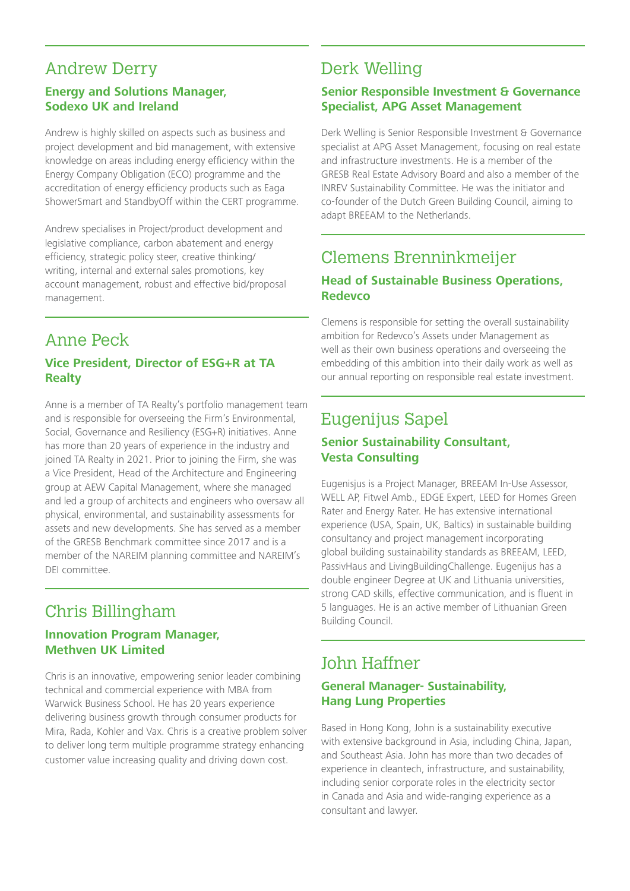## Andrew Derry

**Energy and Solutions Manager, Sodexo UK and Ireland**

Andrew is highly skilled on aspects such as business and project development and bid management, with extensive knowledge on areas including energy efficiency within the Energy Company Obligation (ECO) programme and the accreditation of energy efficiency products such as Eaga ShowerSmart and StandbyOff within the CERT programme.

Andrew specialises in Project/product development and legislative compliance, carbon abatement and energy efficiency, strategic policy steer, creative thinking/writing, internal and external sales promotions, key account management, robust and effective bid/proposal management.

## Anne Peck

**Vice President, Director of ESG+R at TA Realty**

Anne is a member of TA Realty's portfolio management team and is responsible for overseeing the Firm's Environmental, Social, Governance and Resiliency (ESG+R) initiatives. Anne has more than 20 years of experience in the industry and joined TA Realty in 2021. Prior to joining the Firm, she was a Vice President, Head of the Architecture and Engineering group at AEW Capital Management, where she managed and led a group of architects and engineers who oversaw all physical, environmental, and sustainability assessments for assets and new developments. She has served as a member of the GRESB Benchmark committee since 2017 and is a member of the NAREIM planning committee and NAREIM's DEI committee.

## Chris Billingham

**Innovation Program Manager, Methven UK Limited**

Chris is an innovative, empowering senior leader combining technical and commercial experience with MBA from Warwick Business School. He has 20 years experience delivering business growth through consumer products for Mira, Rada, Kohler and Vax. Chris is a creative problem solver to deliver long term multiple programme strategy enhancing customer value increasing quality and driving down cost.

## Derk Welling

**Senior Responsible Investment & Governance Specialist, APG Asset Management**

Derk Welling is Senior Responsible Investment & Governance specialist at APG Asset Management, focusing on real estate and infrastructure investments. He is a member of the GRESB Real Estate Advisory Board and also a member of the INREV Sustainability Committee. He was the initiator and co-founder of the Dutch Green Building Council, aiming to adapt BREEAM to the Netherlands.

## Clemens Brenninkmeijer

**Head of Sustainable Business Operations, Redevco**

Clemens is responsible for setting the overall sustainability ambition for Redevco's Assets under Management as well as their own business operations and overseeing the embedding of this ambition into their daily work as well as our annual reporting on responsible real estate investment.

## Eugenijus Sapel

**Senior Sustainability Consultant, Vesta Consulting**

Eugenisjus is a Project Manager, BREEAM In-Use Assessor, WELL AP, Fitwel Amb., EDGE Expert, LEED for Homes Green Rater and Energy Rater. He has extensive international experience (USA, Spain, UK, Baltics) in sustainable building consultancy and project management incorporating global building sustainability standards as BREEAM, LEED, PassivHaus and LivingBuildingChallenge. Eugenijus has a double engineer Degree at UK and Lithuania universities, strong CAD skills, effective communication, and is fluent in 5 languages. He is an active member of Lithuanian Green Building Council.

## John Haffner

**General Manager- Sustainability, Hang Lung Properties**

Based in Hong Kong, John is a sustainability executive with extensive background in Asia, including China, Japan, and Southeast Asia. John has more than two decades of experience in cleantech, infrastructure, and sustainability, including senior corporate roles in the electricity sector in Canada and Asia and wide-ranging experience as a consultant and lawyer.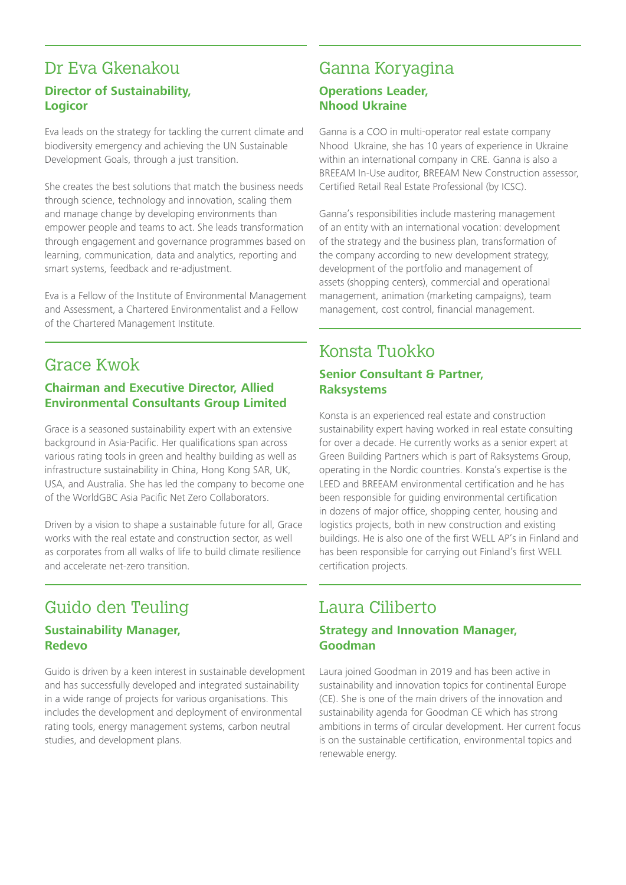## Dr Eva Gkenakou

**Director of Sustainability, Logicor**

Eva leads on the strategy for tackling the current climate and biodiversity emergency and achieving the UN Sustainable Development Goals, through a just transition.

She creates the best solutions that match the business needs through science, technology and innovation, scaling them and manage change by developing environments than empower people and teams to act. She leads transformation through engagement and governance programmes based on learning, communication, data and analytics, reporting and smart systems, feedback and re-adjustment.

Eva is a Fellow of the Institute of Environmental Management and Assessment, a Chartered Environmentalist and a Fellow of the Chartered Management Institute.

## Grace Kwok

**Chairman and Executive Director, Allied Environmental Consultants Group Limited**

Grace is a seasoned sustainability expert with an extensive background in Asia-Pacific. Her qualifications span across various rating tools in green and healthy building as well as infrastructure sustainability in China, Hong Kong SAR, UK, USA, and Australia. She has led the company to become one of the WorldGBC Asia Pacific Net Zero Collaborators.

Driven by a vision to shape a sustainable future for all, Grace works with the real estate and construction sector, as well as corporates from all walks of life to build climate resilience and accelerate net-zero transition.

## Guido den Teuling

**Sustainability Manager, Redevo**

Guido is driven by a keen interest in sustainable development and has successfully developed and integrated sustainability in a wide range of projects for various organisations. This includes the development and deployment of environmental rating tools, energy management systems, carbon neutral studies, and development plans.

## Ganna Koryagina

**Operations Leader, Nhood Ukraine**

Ganna is a COO in multi-operator real estate company Nhood Ukraine, she has 10 years of experience in Ukraine within an international company in CRE. Ganna is also a BREEAM In-Use auditor, BREEAM New Construction assessor, Certified Retail Real Estate Professional (by ICSC).

Ganna's responsibilities include mastering management of an entity with an international vocation: development of the strategy and the business plan, transformation of the company according to new development strategy, development of the portfolio and management of assets (shopping centers), commercial and operational management, animation (marketing campaigns), team management, cost control, financial management.

## Konsta Tuokko

**Senior Consultant & Partner, Raksystems**

Konsta is an experienced real estate and construction sustainability expert having worked in real estate consulting for over a decade. He currently works as a senior expert at Green Building Partners which is part of Raksystems Group, operating in the Nordic countries. Konsta's expertise is the LEED and BREEAM environmental certification and he has been responsible for guiding environmental certification in dozens of major office, shopping center, housing and logistics projects, both in new construction and existing buildings. He is also one of the first WELL AP's in Finland and has been responsible for carrying out Finland's first WELL certification projects.

## Laura Ciliberto

**Strategy and Innovation Manager, Goodman**

Laura joined Goodman in 2019 and has been active in sustainability and innovation topics for continental Europe (CE). She is one of the main drivers of the innovation and sustainability agenda for Goodman CE which has strong ambitions in terms of circular development. Her current focus is on the sustainable certification, environmental topics and renewable energy.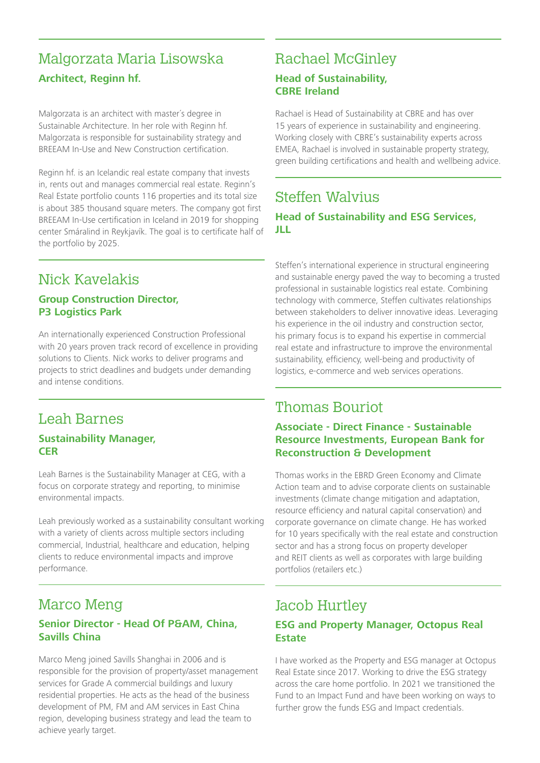## Malgorzata Maria Lisowska

**Architect, Reginn hf.**

Malgorzata is an architect with master´s degree in Sustainable Architecture. In her role with Reginn hf. Malgorzata is responsible for sustainability strategy and BREEAM In-Use and New Construction certification.

Reginn hf. is an Icelandic real estate company that invests in, rents out and manages commercial real estate. Reginn's Real Estate portfolio counts 116 properties and its total size is about 385 thousand square meters. The company got first BREEAM In-Use certification in Iceland in 2019 for shopping center Smáralind in Reykjavík. The goal is to certificate half of the portfolio by 2025.

## Nick Kavelakis

**Group Construction Director, P3 Logistics Park**

An internationally experienced Construction Professional with 20 years proven track record of excellence in providing solutions to Clients. Nick works to deliver programs and projects to strict deadlines and budgets under demanding and intense conditions.

## Leah Barnes

**Sustainability Manager, CER**

Leah Barnes is the Sustainability Manager at CEG, with a focus on corporate strategy and reporting, to minimise environmental impacts.

Leah previously worked as a sustainability consultant working with a variety of clients across multiple sectors including commercial, Industrial, healthcare and education, helping clients to reduce environmental impacts and improve performance.

## Marco Meng

**Senior Director - Head Of P&AM, China, Savills China**

Marco Meng joined Savills Shanghai in 2006 and is responsible for the provision of property/asset management services for Grade A commercial buildings and luxury residential properties. He acts as the head of the business development of PM, FM and AM services in East China region, developing business strategy and lead the team to achieve yearly target.

## Rachael McGinley

**Head of Sustainability, CBRE Ireland**

Rachael is Head of Sustainability at CBRE and has over 15 years of experience in sustainability and engineering. Working closely with CBRE's sustainability experts across EMEA, Rachael is involved in sustainable property strategy, green building certifications and health and wellbeing advice.

## Steffen Walvius

**Head of Sustainability and ESG Services, JLL**

Steffen's international experience in structural engineering and sustainable energy paved the way to becoming a trusted professional in sustainable logistics real estate. Combining technology with commerce, Steffen cultivates relationships between stakeholders to deliver innovative ideas. Leveraging his experience in the oil industry and construction sector, his primary focus is to expand his expertise in commercial real estate and infrastructure to improve the environmental sustainability, efficiency, well-being and productivity of logistics, e-commerce and web services operations.

## Thomas Bouriot

**Associate - Direct Finance - Sustainable Resource Investments, European Bank for Reconstruction & Development**

Thomas works in the EBRD Green Economy and Climate Action team and to advise corporate clients on sustainable investments (climate change mitigation and adaptation, resource efficiency and natural capital conservation) and corporate governance on climate change. He has worked for 10 years specifically with the real estate and construction sector and has a strong focus on property developer and REIT clients as well as corporates with large building portfolios (retailers etc.)

## Jacob Hurtley

**ESG and Property Manager, Octopus Real Estate**

I have worked as the Property and ESG manager at Octopus Real Estate since 2017. Working to drive the ESG strategy across the care home portfolio. In 2021 we transitioned the Fund to an Impact Fund and have been working on ways to further grow the funds ESG and Impact credentials.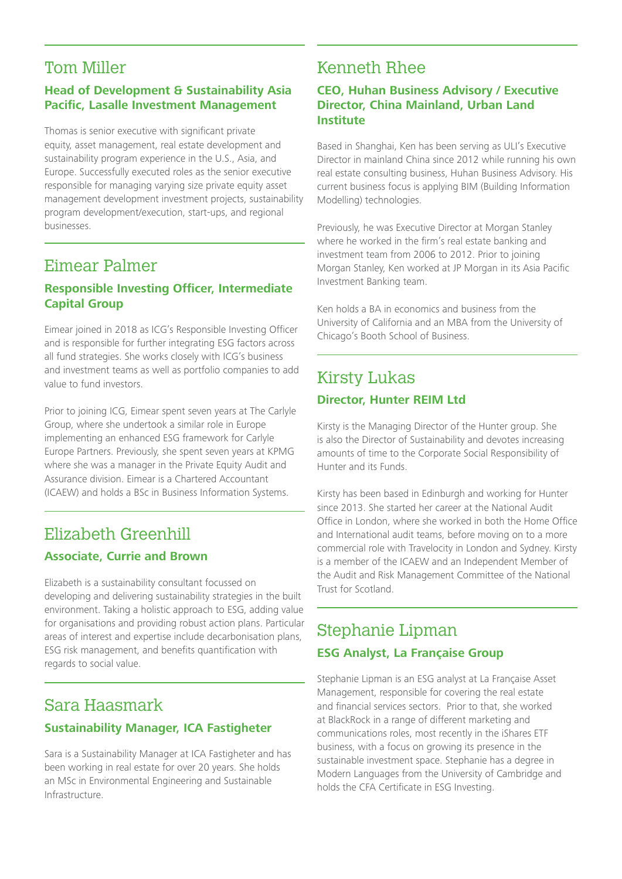## Tom Miller

**Head of Development & Sustainability Asia Pacific, Lasalle Investment Management**

Thomas is senior executive with significant private equity, asset management, real estate development and sustainability program experience in the U.S., Asia, and Europe. Successfully executed roles as the senior executive responsible for managing varying size private equity asset management development investment projects, sustainability program development/execution, start-ups, and regional businesses.

## Eimear Palmer

**Responsible Investing Officer, Intermediate Capital Group**

Eimear joined in 2018 as ICG's Responsible Investing Officer and is responsible for further integrating ESG factors across all fund strategies. She works closely with ICG's business and investment teams as well as portfolio companies to add value to fund investors.

Prior to joining ICG, Eimear spent seven years at The Carlyle Group, where she undertook a similar role in Europe implementing an enhanced ESG framework for Carlyle Europe Partners. Previously, she spent seven years at KPMG where she was a manager in the Private Equity Audit and Assurance division. Eimear is a Chartered Accountant (ICAEW) and holds a BSc in Business Information Systems.

## Elizabeth Greenhill

**Associate, Currie and Brown**

Elizabeth is a sustainability consultant focussed on developing and delivering sustainability strategies in the built environment. Taking a holistic approach to ESG, adding value for organisations and providing robust action plans. Particular areas of interest and expertise include decarbonisation plans, ESG risk management, and benefits quantification with regards to social value.

## Sara Haasmark

**Sustainability Manager, ICA Fastigheter**

Sara is a Sustainability Manager at ICA Fastigheter and has been working in real estate for over 20 years. She holds an MSc in Environmental Engineering and Sustainable Infrastructure.

## Kenneth Rhee

**CEO, Huhan Business Advisory / Executive Director, China Mainland, Urban Land Institute**

Based in Shanghai, Ken has been serving as ULI's Executive Director in mainland China since 2012 while running his own real estate consulting business, Huhan Business Advisory. His current business focus is applying BIM (Building Information Modelling) technologies.

Previously, he was Executive Director at Morgan Stanley where he worked in the firm's real estate banking and investment team from 2006 to 2012. Prior to joining Morgan Stanley, Ken worked at JP Morgan in its Asia Pacific Investment Banking team.

Ken holds a BA in economics and business from the University of California and an MBA from the University of Chicago's Booth School of Business.

## Kirsty Lukas

**Director, Hunter REIM Ltd**

Kirsty is the Managing Director of the Hunter group. She is also the Director of Sustainability and devotes increasing amounts of time to the Corporate Social Responsibility of Hunter and its Funds.

Kirsty has been based in Edinburgh and working for Hunter since 2013. She started her career at the National Audit Office in London, where she worked in both the Home Office and International audit teams, before moving on to a more commercial role with Travelocity in London and Sydney. Kirsty is a member of the ICAEW and an Independent Member of the Audit and Risk Management Committee of the National Trust for Scotland.

## Stephanie Lipman

**ESG Analyst, La Française Group**

Stephanie Lipman is an ESG analyst at La Française Asset Management, responsible for covering the real estate and financial services sectors. Prior to that, she worked at BlackRock in a range of different marketing and communications roles, most recently in the iShares ETF business, with a focus on growing its presence in the sustainable investment space. Stephanie has a degree in Modern Languages from the University of Cambridge and holds the CFA Certificate in ESG Investing.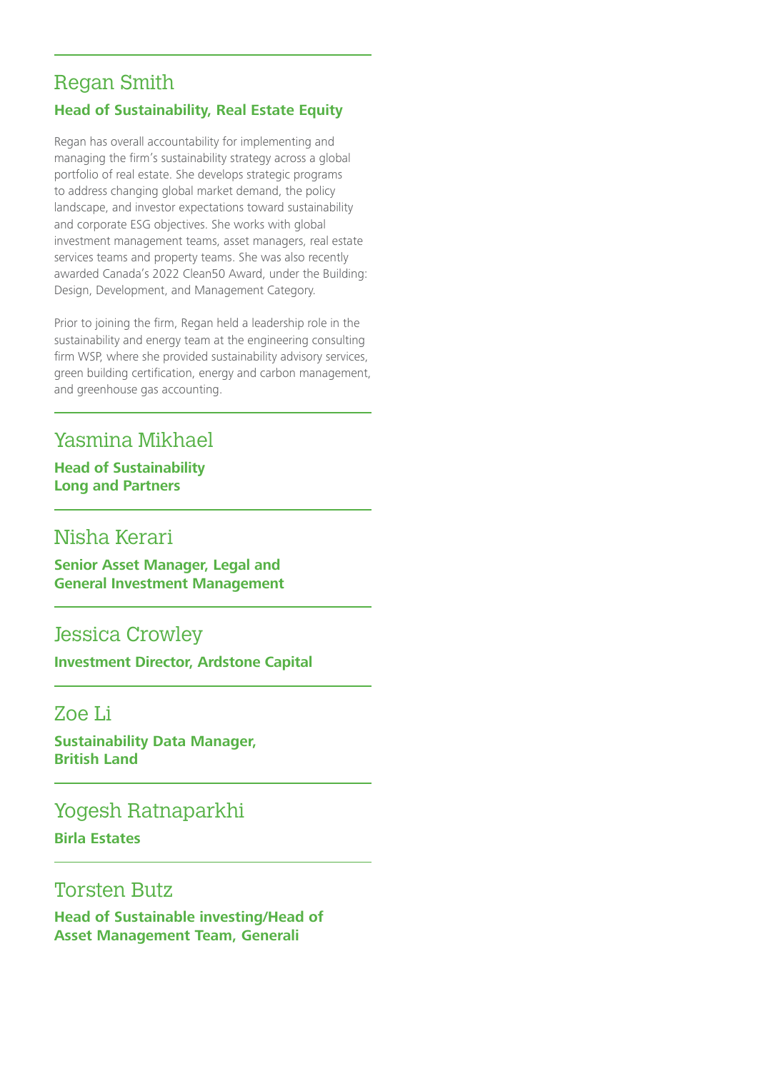## Regan Smith

**Head of Sustainability, Real Estate Equity**

Regan has overall accountability for implementing and managing the firm's sustainability strategy across a global portfolio of real estate. She develops strategic programs to address changing global market demand, the policy landscape, and investor expectations toward sustainability and corporate ESG objectives. She works with global investment management teams, asset managers, real estate services teams and property teams. She was also recently awarded Canada's 2022 Clean50 Award, under the Building: Design, Development, and Management Category.

Prior to joining the firm, Regan held a leadership role in the sustainability and energy team at the engineering consulting firm WSP, where she provided sustainability advisory services, green building certification, energy and carbon management, and greenhouse gas accounting.

## Yasmina Mikhael

**Head of Sustainability**
**Long and Partners**

## Nisha Kerari

**Senior Asset Manager, Legal and General Investment Management**

## Jessica Crowley

**Investment Director, Ardstone Capital**

## Zoe Li

**Sustainability Data Manager, British Land**

## Yogesh Ratnaparkhi

**Birla Estates**

## Torsten Butz

**Head of Sustainable investing/Head of Asset Management Team, Generali**